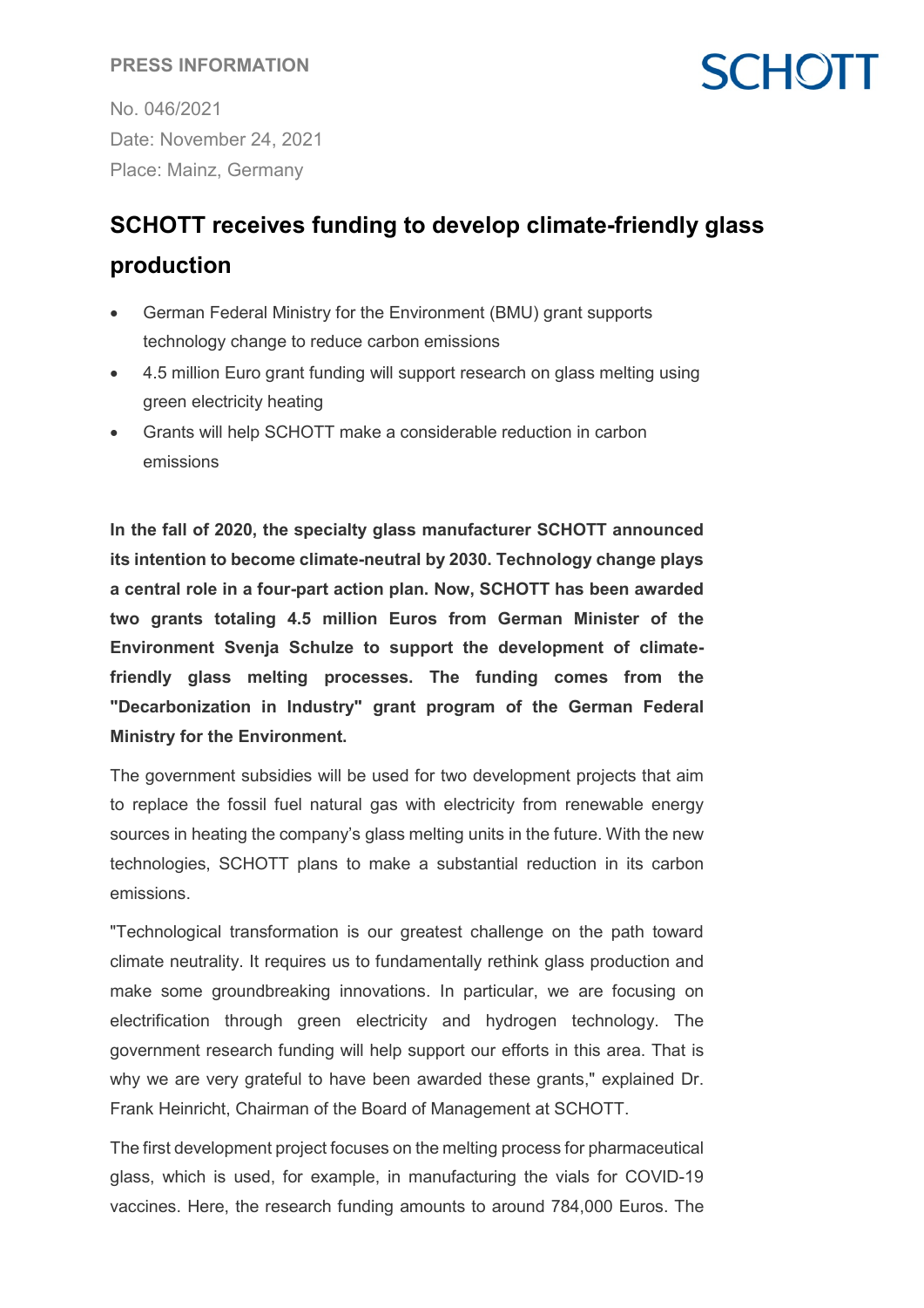PRESS INFORMATION

No. 046/2021
Date: November 24, 2021
Place: Mainz, Germany

# SCHOTT receives funding to develop climate-friendly glass production

- German Federal Ministry for the Environment (BMU) grant supports technology change to reduce carbon emissions
- 4.5 million Euro grant funding will support research on glass melting using green electricity heating
- Grants will help SCHOTT make a considerable reduction in carbon emissions

**In the fall of 2020, the specialty glass manufacturer SCHOTT announced its intention to become climate-neutral by 2030. Technology change plays a central role in a four-part action plan. Now, SCHOTT has been awarded two grants totaling 4.5 million Euros from German Minister of the Environment Svenja Schulze to support the development of climate-friendly glass melting processes. The funding comes from the "Decarbonization in Industry" grant program of the German Federal Ministry for the Environment.**

The government subsidies will be used for two development projects that aim to replace the fossil fuel natural gas with electricity from renewable energy sources in heating the company's glass melting units in the future. With the new technologies, SCHOTT plans to make a substantial reduction in its carbon emissions.

"Technological transformation is our greatest challenge on the path toward climate neutrality. It requires us to fundamentally rethink glass production and make some groundbreaking innovations. In particular, we are focusing on electrification through green electricity and hydrogen technology. The government research funding will help support our efforts in this area. That is why we are very grateful to have been awarded these grants," explained Dr. Frank Heinricht, Chairman of the Board of Management at SCHOTT.

The first development project focuses on the melting process for pharmaceutical glass, which is used, for example, in manufacturing the vials for COVID-19 vaccines. Here, the research funding amounts to around 784,000 Euros. The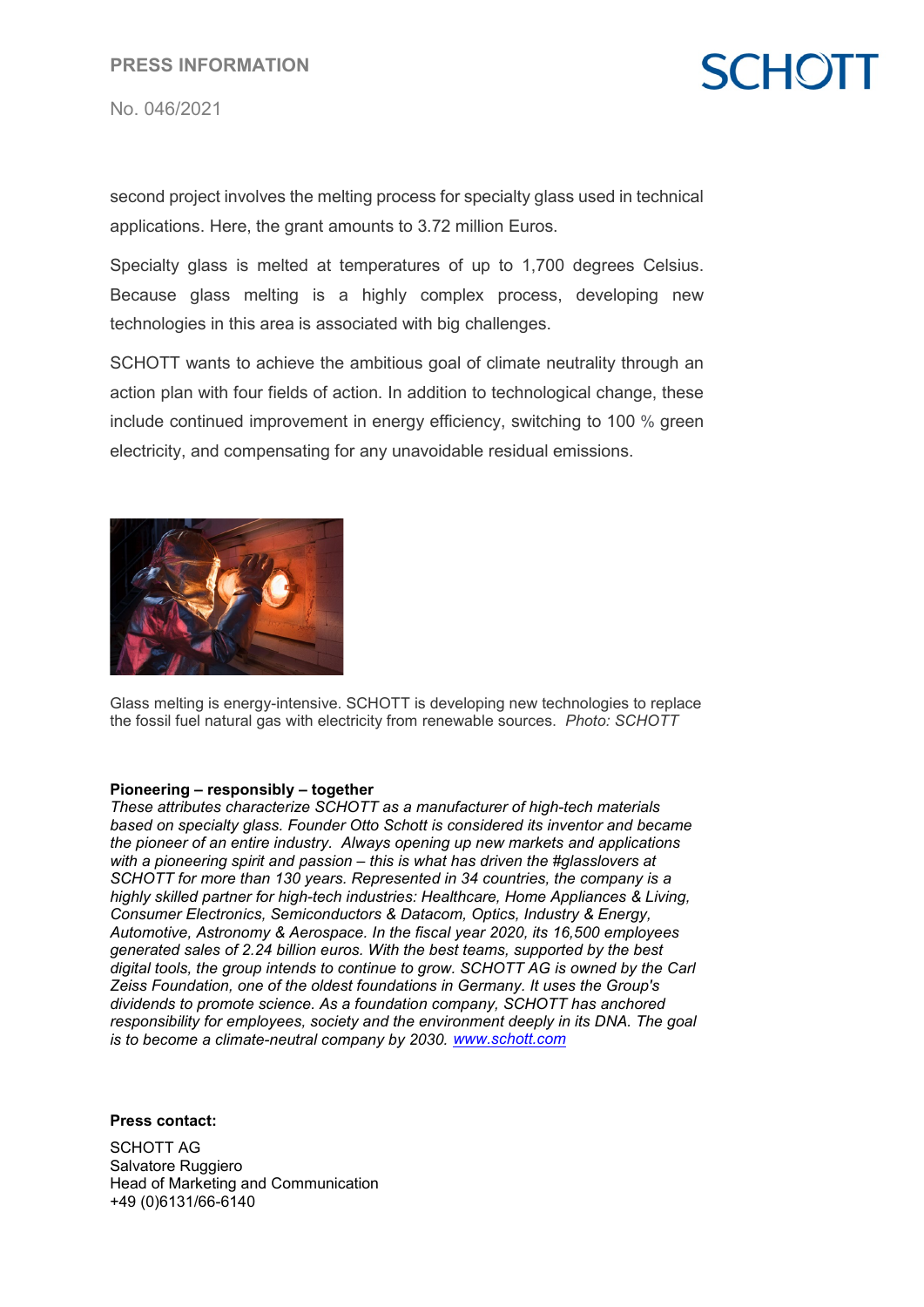second project involves the melting process for specialty glass used in technical applications. Here, the grant amounts to 3.72 million Euros.

Specialty glass is melted at temperatures of up to 1,700 degrees Celsius. Because glass melting is a highly complex process, developing new technologies in this area is associated with big challenges.

SCHOTT wants to achieve the ambitious goal of climate neutrality through an action plan with four fields of action. In addition to technological change, these include continued improvement in energy efficiency, switching to 100 % green electricity, and compensating for any unavoidable residual emissions.

Glass melting is energy-intensive. SCHOTT is developing new technologies to replace the fossil fuel natural gas with electricity from renewable sources. *Photo: SCHOTT*

**Pioneering – responsibly – together**

*These attributes characterize SCHOTT as a manufacturer of high-tech materials based on specialty glass. Founder Otto Schott is considered its inventor and became the pioneer of an entire industry. Always opening up new markets and applications with a pioneering spirit and passion – this is what has driven the #glasslovers at SCHOTT for more than 130 years. Represented in 34 countries, the company is a highly skilled partner for high-tech industries: Healthcare, Home Appliances & Living, Consumer Electronics, Semiconductors & Datacom, Optics, Industry & Energy, Automotive, Astronomy & Aerospace. In the fiscal year 2020, its 16,500 employees generated sales of 2.24 billion euros. With the best teams, supported by the best digital tools, the group intends to continue to grow. SCHOTT AG is owned by the Carl Zeiss Foundation, one of the oldest foundations in Germany. It uses the Group's dividends to promote science. As a foundation company, SCHOTT has anchored responsibility for employees, society and the environment deeply in its DNA. The goal is to become a climate-neutral company by 2030.* [www.schott.com](http://www.schott.com)

**Press contact:**

SCHOTT AG
Salvatore Ruggiero
Head of Marketing and Communication
+49 (0)6131/66-6140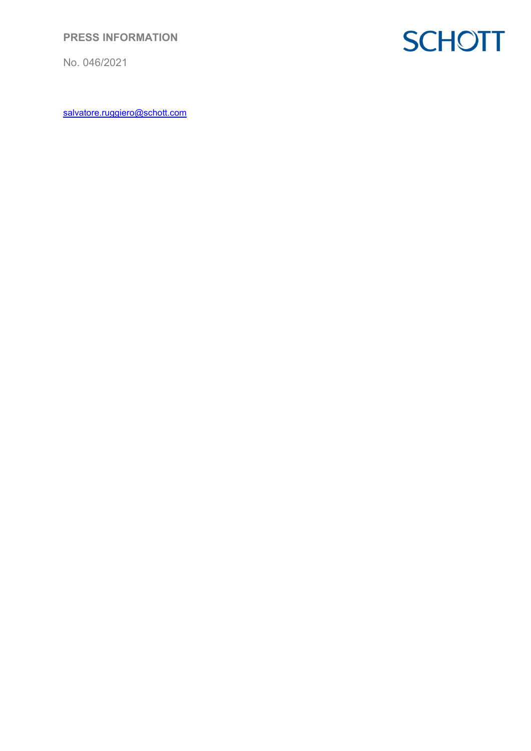salvatore.ruggiero@schott.com